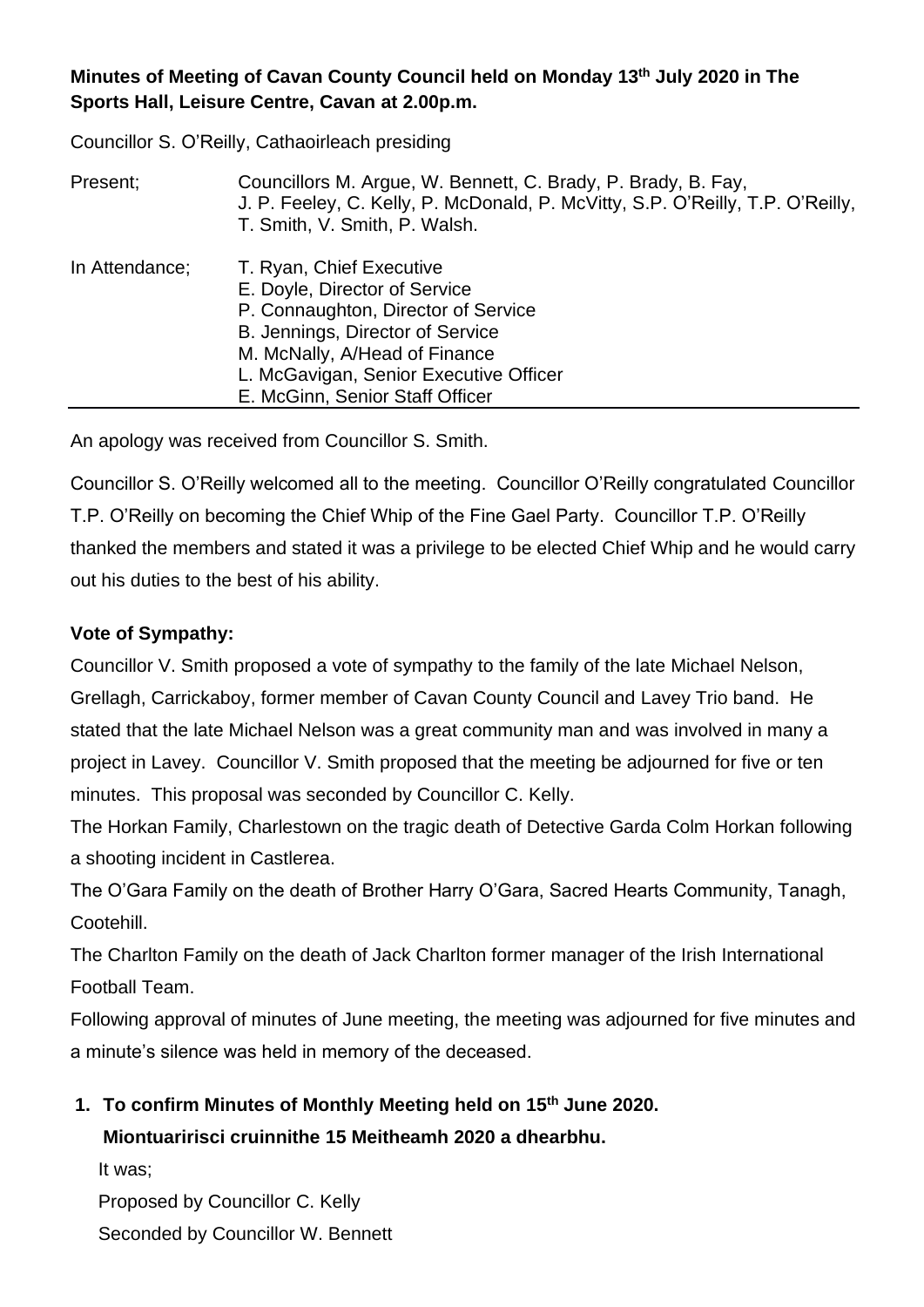**Minutes of Meeting of Cavan County Council held on Monday 13th July 2020 in The Sports Hall, Leisure Centre, Cavan at 2.00p.m.**

Councillor S. O'Reilly, Cathaoirleach presiding

| | |
|---|---|
| Present; | Councillors M. Argue, W. Bennett, C. Brady, P. Brady, B. Fay, J. P. Feeley, C. Kelly, P. McDonald, P. McVitty, S.P. O'Reilly, T.P. O'Reilly, T. Smith, V. Smith, P. Walsh. |
| In Attendance; | T. Ryan, Chief Executive<br>E. Doyle, Director of Service<br>P. Connaughton, Director of Service<br>B. Jennings, Director of Service<br>M. McNally, A/Head of Finance<br>L. McGavigan, Senior Executive Officer<br>E. McGinn, Senior Staff Officer |

An apology was received from Councillor S. Smith.

Councillor S. O'Reilly welcomed all to the meeting. Councillor O'Reilly congratulated Councillor T.P. O'Reilly on becoming the Chief Whip of the Fine Gael Party. Councillor T.P. O'Reilly thanked the members and stated it was a privilege to be elected Chief Whip and he would carry out his duties to the best of his ability.

**Vote of Sympathy:**

Councillor V. Smith proposed a vote of sympathy to the family of the late Michael Nelson, Grellagh, Carrickaboy, former member of Cavan County Council and Lavey Trio band. He stated that the late Michael Nelson was a great community man and was involved in many a project in Lavey. Councillor V. Smith proposed that the meeting be adjourned for five or ten minutes. This proposal was seconded by Councillor C. Kelly.

The Horkan Family, Charlestown on the tragic death of Detective Garda Colm Horkan following a shooting incident in Castlerea.

The O'Gara Family on the death of Brother Harry O'Gara, Sacred Hearts Community, Tanagh, Cootehill.

The Charlton Family on the death of Jack Charlton former manager of the Irish International Football Team.

Following approval of minutes of June meeting, the meeting was adjourned for five minutes and a minute's silence was held in memory of the deceased.

1. **To confirm Minutes of Monthly Meeting held on 15th June 2020.**
   **Miontuaririsci cruinnithe 15 Meitheamh 2020 a dhearbhu.**

   It was;

   Proposed by Councillor C. Kelly

   Seconded by Councillor W. Bennett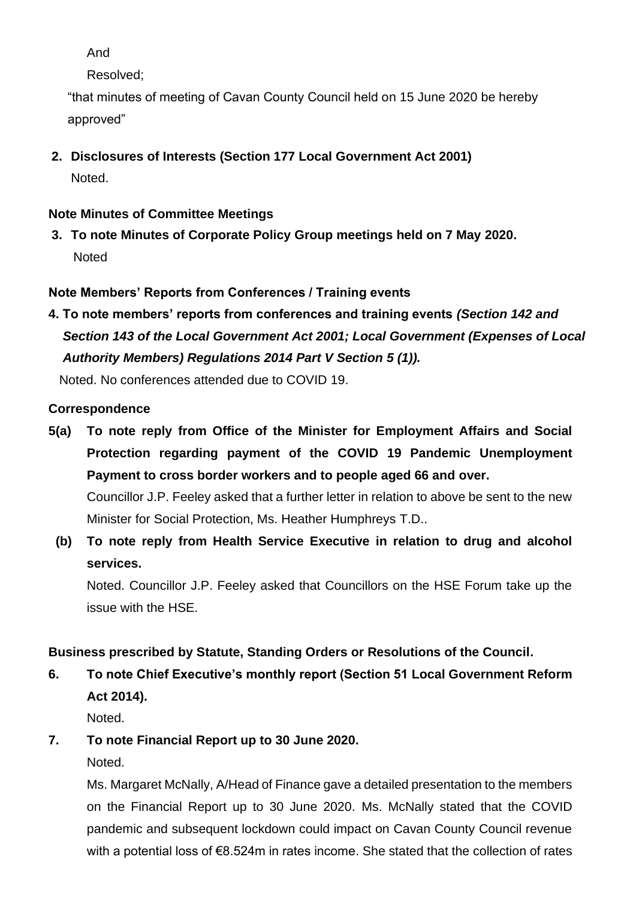And

Resolved;

"that minutes of meeting of Cavan County Council held on 15 June 2020 be hereby approved"

**2. Disclosures of Interests (Section 177 Local Government Act 2001)**

Noted.

**Note Minutes of Committee Meetings**

**3. To note Minutes of Corporate Policy Group meetings held on 7 May 2020.**

Noted

**Note Members' Reports from Conferences / Training events**

**4. To note members' reports from conferences and training events *(Section 142 and Section 143 of the Local Government Act 2001; Local Government (Expenses of Local Authority Members) Regulations 2014 Part V Section 5 (1)).***

Noted. No conferences attended due to COVID 19.

**Correspondence**

**5(a) To note reply from Office of the Minister for Employment Affairs and Social Protection regarding payment of the COVID 19 Pandemic Unemployment Payment to cross border workers and to people aged 66 and over.**

Councillor J.P. Feeley asked that a further letter in relation to above be sent to the new Minister for Social Protection, Ms. Heather Humphreys T.D..

**(b) To note reply from Health Service Executive in relation to drug and alcohol services.**

Noted. Councillor J.P. Feeley asked that Councillors on the HSE Forum take up the issue with the HSE.

**Business prescribed by Statute, Standing Orders or Resolutions of the Council.**

**6. To note Chief Executive's monthly report (Section 51 Local Government Reform Act 2014).**

Noted.

**7. To note Financial Report up to 30 June 2020.**

Noted.

Ms. Margaret McNally, A/Head of Finance gave a detailed presentation to the members on the Financial Report up to 30 June 2020. Ms. McNally stated that the COVID pandemic and subsequent lockdown could impact on Cavan County Council revenue with a potential loss of €8.524m in rates income. She stated that the collection of rates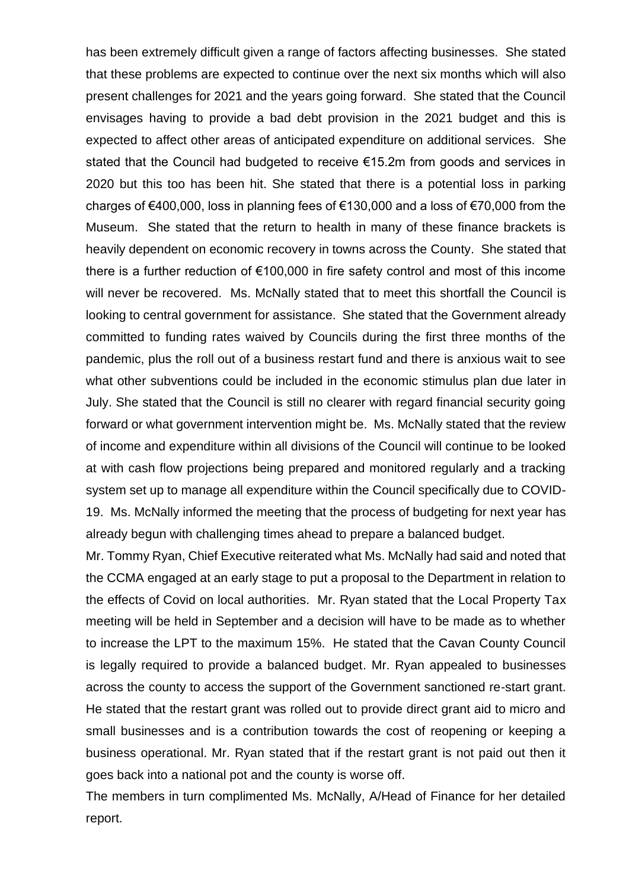has been extremely difficult given a range of factors affecting businesses. She stated that these problems are expected to continue over the next six months which will also present challenges for 2021 and the years going forward. She stated that the Council envisages having to provide a bad debt provision in the 2021 budget and this is expected to affect other areas of anticipated expenditure on additional services. She stated that the Council had budgeted to receive €15.2m from goods and services in 2020 but this too has been hit. She stated that there is a potential loss in parking charges of €400,000, loss in planning fees of €130,000 and a loss of €70,000 from the Museum. She stated that the return to health in many of these finance brackets is heavily dependent on economic recovery in towns across the County. She stated that there is a further reduction of €100,000 in fire safety control and most of this income will never be recovered. Ms. McNally stated that to meet this shortfall the Council is looking to central government for assistance. She stated that the Government already committed to funding rates waived by Councils during the first three months of the pandemic, plus the roll out of a business restart fund and there is anxious wait to see what other subventions could be included in the economic stimulus plan due later in July. She stated that the Council is still no clearer with regard financial security going forward or what government intervention might be. Ms. McNally stated that the review of income and expenditure within all divisions of the Council will continue to be looked at with cash flow projections being prepared and monitored regularly and a tracking system set up to manage all expenditure within the Council specifically due to COVID-19. Ms. McNally informed the meeting that the process of budgeting for next year has already begun with challenging times ahead to prepare a balanced budget.

Mr. Tommy Ryan, Chief Executive reiterated what Ms. McNally had said and noted that the CCMA engaged at an early stage to put a proposal to the Department in relation to the effects of Covid on local authorities. Mr. Ryan stated that the Local Property Tax meeting will be held in September and a decision will have to be made as to whether to increase the LPT to the maximum 15%. He stated that the Cavan County Council is legally required to provide a balanced budget. Mr. Ryan appealed to businesses across the county to access the support of the Government sanctioned re-start grant. He stated that the restart grant was rolled out to provide direct grant aid to micro and small businesses and is a contribution towards the cost of reopening or keeping a business operational. Mr. Ryan stated that if the restart grant is not paid out then it goes back into a national pot and the county is worse off.

The members in turn complimented Ms. McNally, A/Head of Finance for her detailed report.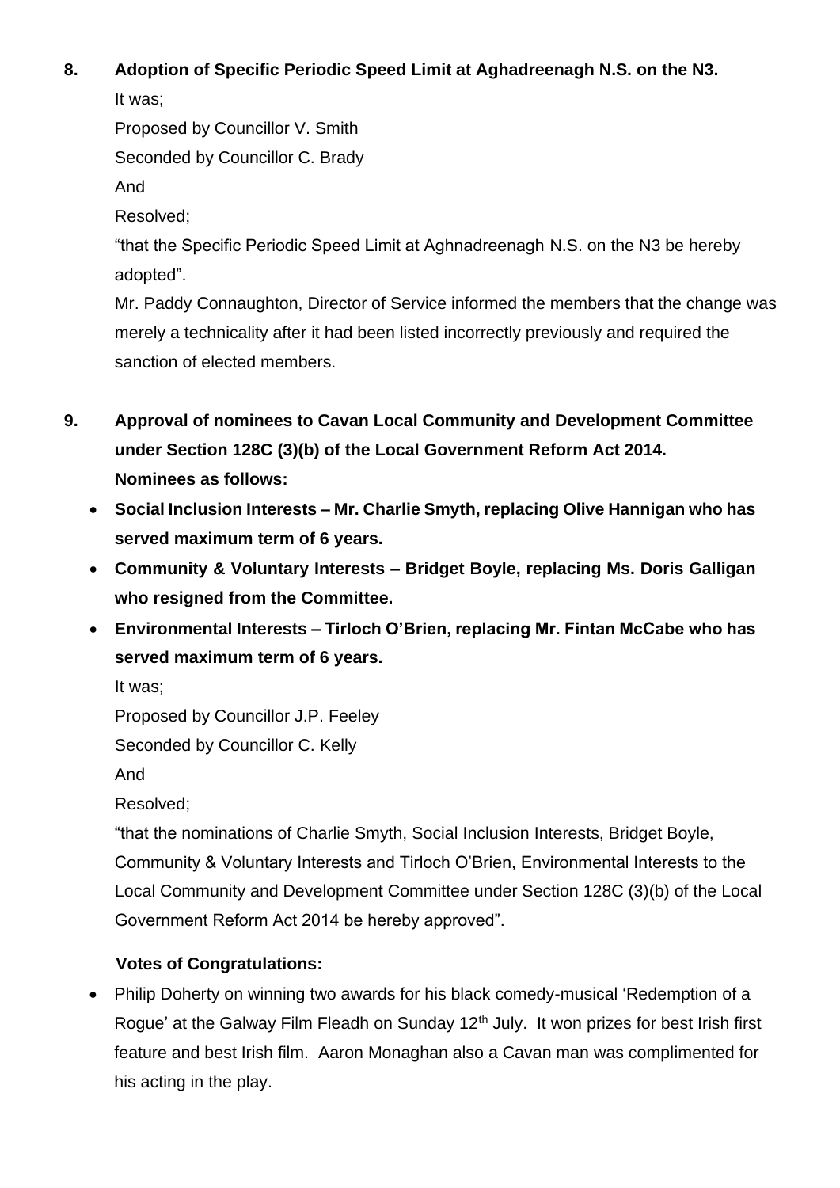**8. Adoption of Specific Periodic Speed Limit at Aghadreenagh N.S. on the N3.**

It was;

Proposed by Councillor V. Smith

Seconded by Councillor C. Brady

And

Resolved;

"that the Specific Periodic Speed Limit at Aghnadreenagh N.S. on the N3 be hereby adopted".

Mr. Paddy Connaughton, Director of Service informed the members that the change was merely a technicality after it had been listed incorrectly previously and required the sanction of elected members.

**9. Approval of nominees to Cavan Local Community and Development Committee under Section 128C (3)(b) of the Local Government Reform Act 2014. Nominees as follows:**

- **Social Inclusion Interests – Mr. Charlie Smyth, replacing Olive Hannigan who has served maximum term of 6 years.**
- **Community & Voluntary Interests – Bridget Boyle, replacing Ms. Doris Galligan who resigned from the Committee.**
- **Environmental Interests – Tirloch O'Brien, replacing Mr. Fintan McCabe who has served maximum term of 6 years.**

It was;

Proposed by Councillor J.P. Feeley

Seconded by Councillor C. Kelly

And

Resolved;

"that the nominations of Charlie Smyth, Social Inclusion Interests, Bridget Boyle, Community & Voluntary Interests and Tirloch O'Brien, Environmental Interests to the Local Community and Development Committee under Section 128C (3)(b) of the Local Government Reform Act 2014 be hereby approved".

**Votes of Congratulations:**

- Philip Doherty on winning two awards for his black comedy-musical 'Redemption of a Rogue' at the Galway Film Fleadh on Sunday 12th July. It won prizes for best Irish first feature and best Irish film. Aaron Monaghan also a Cavan man was complimented for his acting in the play.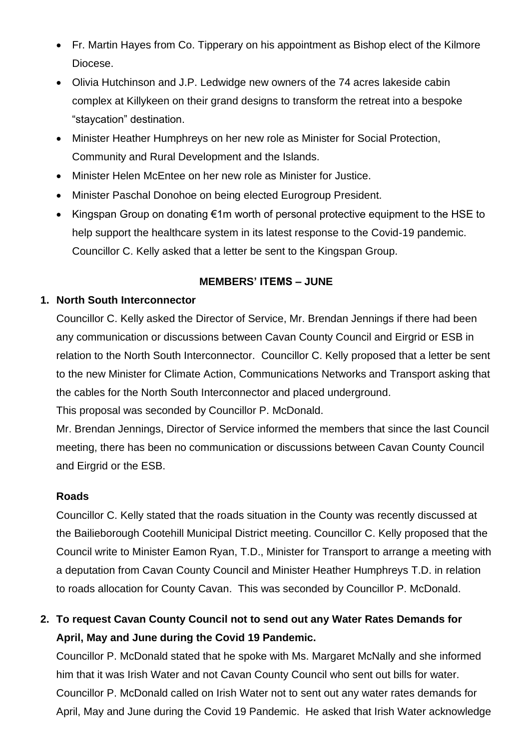- Fr. Martin Hayes from Co. Tipperary on his appointment as Bishop elect of the Kilmore Diocese.
- Olivia Hutchinson and J.P. Ledwidge new owners of the 74 acres lakeside cabin complex at Killykeen on their grand designs to transform the retreat into a bespoke "staycation" destination.
- Minister Heather Humphreys on her new role as Minister for Social Protection, Community and Rural Development and the Islands.
- Minister Helen McEntee on her new role as Minister for Justice.
- Minister Paschal Donohoe on being elected Eurogroup President.
- Kingspan Group on donating €1m worth of personal protective equipment to the HSE to help support the healthcare system in its latest response to the Covid-19 pandemic. Councillor C. Kelly asked that a letter be sent to the Kingspan Group.

## MEMBERS' ITEMS – JUNE

**1. North South Interconnector**

Councillor C. Kelly asked the Director of Service, Mr. Brendan Jennings if there had been any communication or discussions between Cavan County Council and Eirgrid or ESB in relation to the North South Interconnector. Councillor C. Kelly proposed that a letter be sent to the new Minister for Climate Action, Communications Networks and Transport asking that the cables for the North South Interconnector and placed underground.

This proposal was seconded by Councillor P. McDonald.

Mr. Brendan Jennings, Director of Service informed the members that since the last Council meeting, there has been no communication or discussions between Cavan County Council and Eirgrid or the ESB.

**Roads**

Councillor C. Kelly stated that the roads situation in the County was recently discussed at the Bailieborough Cootehill Municipal District meeting. Councillor C. Kelly proposed that the Council write to Minister Eamon Ryan, T.D., Minister for Transport to arrange a meeting with a deputation from Cavan County Council and Minister Heather Humphreys T.D. in relation to roads allocation for County Cavan. This was seconded by Councillor P. McDonald.

**2. To request Cavan County Council not to send out any Water Rates Demands for April, May and June during the Covid 19 Pandemic.**

Councillor P. McDonald stated that he spoke with Ms. Margaret McNally and she informed him that it was Irish Water and not Cavan County Council who sent out bills for water. Councillor P. McDonald called on Irish Water not to sent out any water rates demands for April, May and June during the Covid 19 Pandemic. He asked that Irish Water acknowledge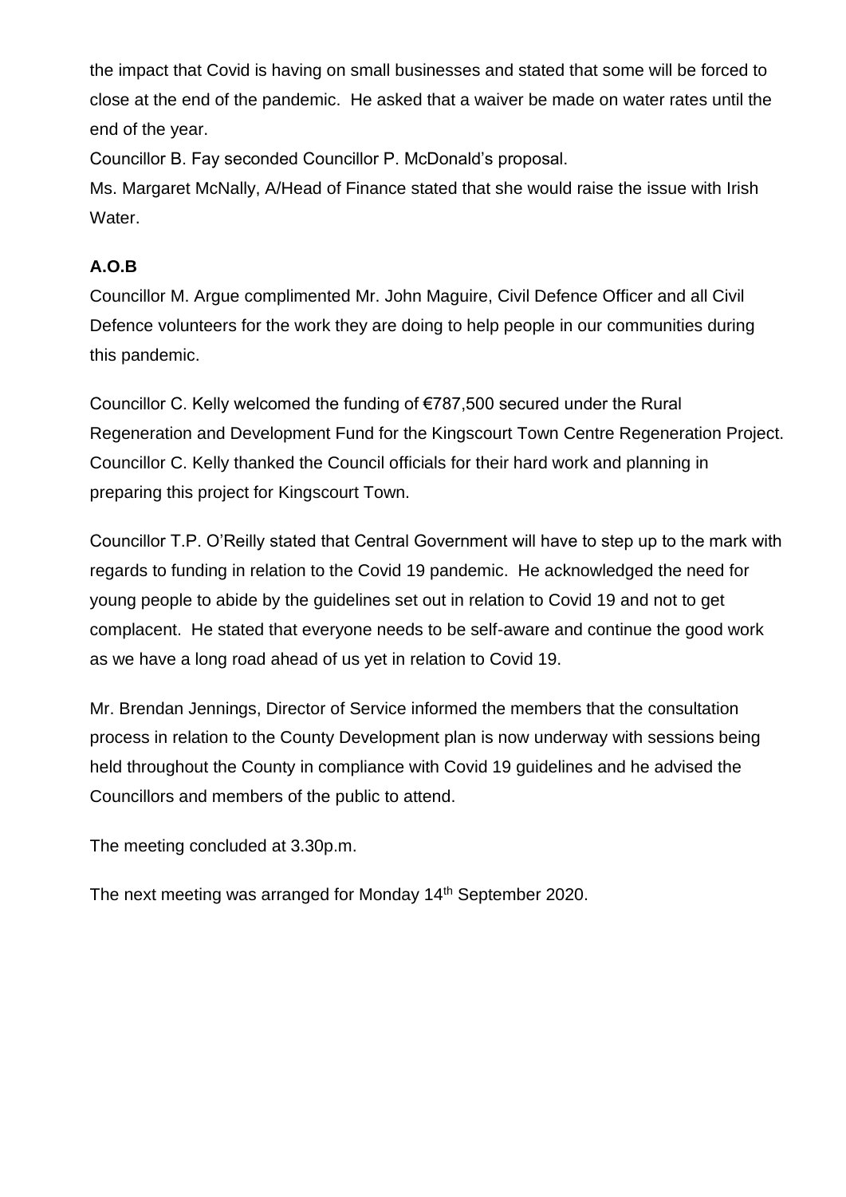the impact that Covid is having on small businesses and stated that some will be forced to close at the end of the pandemic. He asked that a waiver be made on water rates until the end of the year.

Councillor B. Fay seconded Councillor P. McDonald's proposal.

Ms. Margaret McNally, A/Head of Finance stated that she would raise the issue with Irish Water.

**A.O.B**

Councillor M. Argue complimented Mr. John Maguire, Civil Defence Officer and all Civil Defence volunteers for the work they are doing to help people in our communities during this pandemic.

Councillor C. Kelly welcomed the funding of €787,500 secured under the Rural Regeneration and Development Fund for the Kingscourt Town Centre Regeneration Project. Councillor C. Kelly thanked the Council officials for their hard work and planning in preparing this project for Kingscourt Town.

Councillor T.P. O'Reilly stated that Central Government will have to step up to the mark with regards to funding in relation to the Covid 19 pandemic. He acknowledged the need for young people to abide by the guidelines set out in relation to Covid 19 and not to get complacent. He stated that everyone needs to be self-aware and continue the good work as we have a long road ahead of us yet in relation to Covid 19.

Mr. Brendan Jennings, Director of Service informed the members that the consultation process in relation to the County Development plan is now underway with sessions being held throughout the County in compliance with Covid 19 guidelines and he advised the Councillors and members of the public to attend.

The meeting concluded at 3.30p.m.

The next meeting was arranged for Monday 14th September 2020.